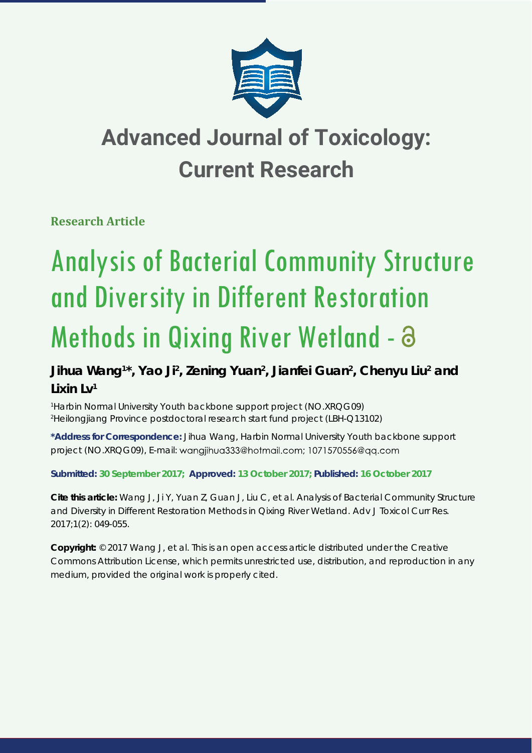# Advanced Journal of Toxicology: Current Research

**Research Article**

# Analysis of Bacterial Community Structure and Diversity in Different Restoration Methods in Qixing River Wetland -

**Jihua Wang[1]*, Yao Ji[2], Zening Yuan[2], Jianfei Guan[2], Chenyu Liu[2] and Lixin Lv[1]**

[1]Harbin Normal University Youth backbone support project (NO.XRQG09)
[2]Heilongjiang Province postdoctoral research start fund project (LBH-Q13102)

**\*Address for Correspondence:** Jihua Wang, Harbin Normal University Youth backbone support project (NO.XRQG09), E-mail: wangjihua333@hotmail.com; 1071570556@qq.com

**Submitted: 30 September 2017; Approved: 13 October 2017; Published: 16 October 2017**

**Cite this article:** Wang J, Ji Y, Yuan Z, Guan J, Liu C, et al. Analysis of Bacterial Community Structure and Diversity in Different Restoration Methods in Qixing River Wetland. Adv J Toxicol Curr Res. 2017;1(2): 049-055.

**Copyright:** © 2017 Wang J, et al. This is an open access article distributed under the Creative Commons Attribution License, which permits unrestricted use, distribution, and reproduction in any medium, provided the original work is properly cited.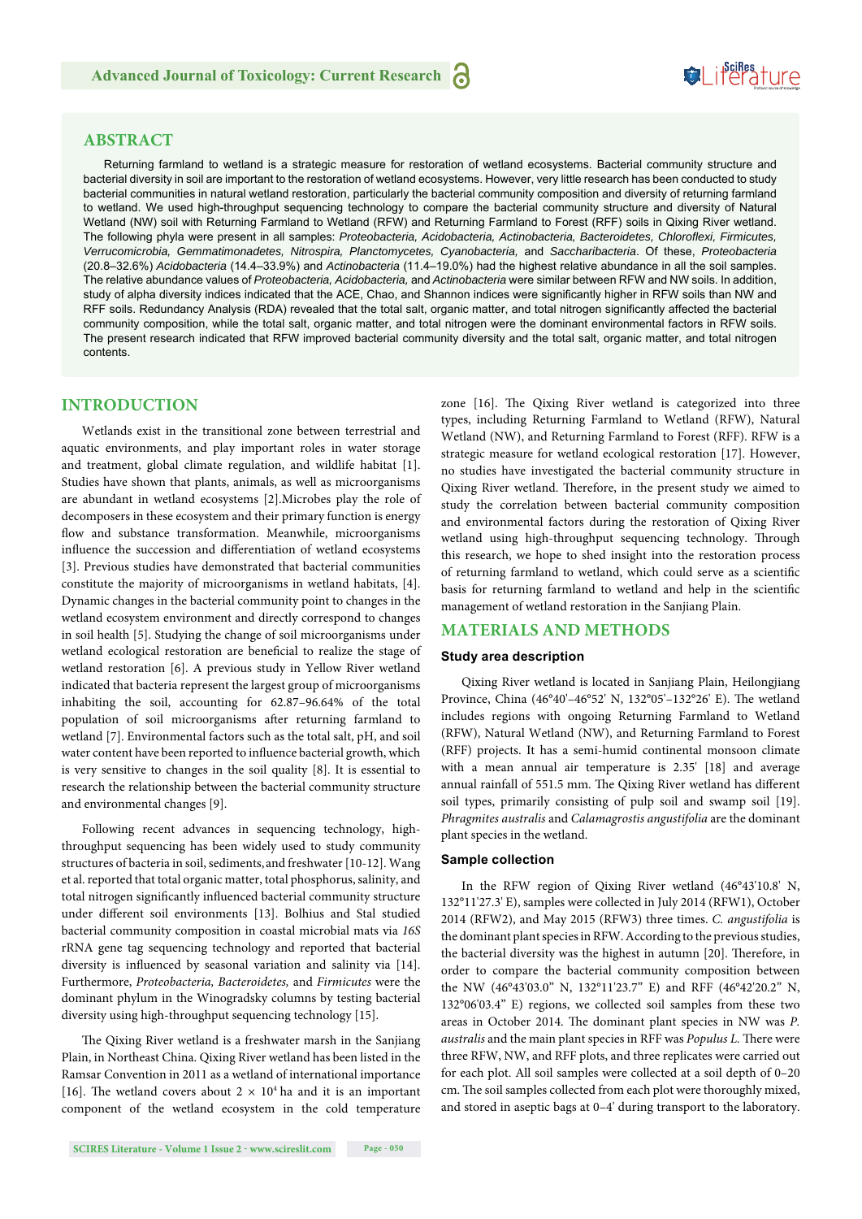## ABSTRACT

Returning farmland to wetland is a strategic measure for restoration of wetland ecosystems. Bacterial community structure and bacterial diversity in soil are important to the restoration of wetland ecosystems. However, very little research has been conducted to study bacterial communities in natural wetland restoration, particularly the bacterial community composition and diversity of returning farmland to wetland. We used high-throughput sequencing technology to compare the bacterial community structure and diversity of Natural Wetland (NW) soil with Returning Farmland to Wetland (RFW) and Returning Farmland to Forest (RFF) soils in Qixing River wetland. The following phyla were present in all samples: *Proteobacteria, Acidobacteria, Actinobacteria, Bacteroidetes, Chloroflexi, Firmicutes, Verrucomicrobia, Gemmatimonadetes, Nitrospira, Planctomycetes, Cyanobacteria,* and *Saccharibacteria*. Of these, *Proteobacteria* (20.8–32.6%) *Acidobacteria* (14.4–33.9%) and *Actinobacteria* (11.4–19.0%) had the highest relative abundance in all the soil samples. The relative abundance values of *Proteobacteria, Acidobacteria,* and *Actinobacteria* were similar between RFW and NW soils. In addition, study of alpha diversity indices indicated that the ACE, Chao, and Shannon indices were significantly higher in RFW soils than NW and RFF soils. Redundancy Analysis (RDA) revealed that the total salt, organic matter, and total nitrogen significantly affected the bacterial community composition, while the total salt, organic matter, and total nitrogen were the dominant environmental factors in RFW soils. The present research indicated that RFW improved bacterial community diversity and the total salt, organic matter, and total nitrogen contents.

## INTRODUCTION

Wetlands exist in the transitional zone between terrestrial and aquatic environments, and play important roles in water storage and treatment, global climate regulation, and wildlife habitat [1]. Studies have shown that plants, animals, as well as microorganisms are abundant in wetland ecosystems [2].Microbes play the role of decomposers in these ecosystem and their primary function is energy flow and substance transformation. Meanwhile, microorganisms influence the succession and differentiation of wetland ecosystems [3]. Previous studies have demonstrated that bacterial communities constitute the majority of microorganisms in wetland habitats, [4]. Dynamic changes in the bacterial community point to changes in the wetland ecosystem environment and directly correspond to changes in soil health [5]. Studying the change of soil microorganisms under wetland ecological restoration are beneficial to realize the stage of wetland restoration [6]. A previous study in Yellow River wetland indicated that bacteria represent the largest group of microorganisms inhabiting the soil, accounting for 62.87–96.64% of the total population of soil microorganisms after returning farmland to wetland [7]. Environmental factors such as the total salt, pH, and soil water content have been reported to influence bacterial growth, which is very sensitive to changes in the soil quality [8]. It is essential to research the relationship between the bacterial community structure and environmental changes [9].

Following recent advances in sequencing technology, high-throughput sequencing has been widely used to study community structures of bacteria in soil, sediments, and freshwater [10-12]. Wang et al. reported that total organic matter, total phosphorus, salinity, and total nitrogen significantly influenced bacterial community structure under different soil environments [13]. Bolhius and Stal studied bacterial community composition in coastal microbial mats via *16S* rRNA gene tag sequencing technology and reported that bacterial diversity is influenced by seasonal variation and salinity via [14]. Furthermore, *Proteobacteria, Bacteroidetes,* and *Firmicutes* were the dominant phylum in the Winogradsky columns by testing bacterial diversity using high-throughput sequencing technology [15].

The Qixing River wetland is a freshwater marsh in the Sanjiang Plain, in Northeast China. Qixing River wetland has been listed in the Ramsar Convention in 2011 as a wetland of international importance [16]. The wetland covers about $2 \times 10^4$ ha and it is an important component of the wetland ecosystem in the cold temperature zone [16]. The Qixing River wetland is categorized into three types, including Returning Farmland to Wetland (RFW), Natural Wetland (NW), and Returning Farmland to Forest (RFF). RFW is a strategic measure for wetland ecological restoration [17]. However, no studies have investigated the bacterial community structure in Qixing River wetland. Therefore, in the present study we aimed to study the correlation between bacterial community composition and environmental factors during the restoration of Qixing River wetland using high-throughput sequencing technology. Through this research, we hope to shed insight into the restoration process of returning farmland to wetland, which could serve as a scientific basis for returning farmland to wetland and help in the scientific management of wetland restoration in the Sanjiang Plain.

## MATERIALS AND METHODS

### Study area description

Qixing River wetland is located in Sanjiang Plain, Heilongjiang Province, China (46°40'–46°52' N, 132°05'–132°26' E). The wetland includes regions with ongoing Returning Farmland to Wetland (RFW), Natural Wetland (NW), and Returning Farmland to Forest (RFF) projects. It has a semi-humid continental monsoon climate with a mean annual air temperature is 2.35' [18] and average annual rainfall of 551.5 mm. The Qixing River wetland has different soil types, primarily consisting of pulp soil and swamp soil [19]. *Phragmites australis* and *Calamagrostis angustifolia* are the dominant plant species in the wetland.

### Sample collection

In the RFW region of Qixing River wetland (46°43'10.8' N, 132°11'27.3' E), samples were collected in July 2014 (RFW1), October 2014 (RFW2), and May 2015 (RFW3) three times. *C. angustifolia* is the dominant plant species in RFW. According to the previous studies, the bacterial diversity was the highest in autumn [20]. Therefore, in order to compare the bacterial community composition between the NW (46°43'03.0" N, 132°11'23.7" E) and RFF (46°42'20.2" N, 132°06'03.4" E) regions, we collected soil samples from these two areas in October 2014. The dominant plant species in NW was *P. australis* and the main plant species in RFF was *Populus L.* There were three RFW, NW, and RFF plots, and three replicates were carried out for each plot. All soil samples were collected at a soil depth of 0–20 cm. The soil samples collected from each plot were thoroughly mixed, and stored in aseptic bags at 0–4' during transport to the laboratory.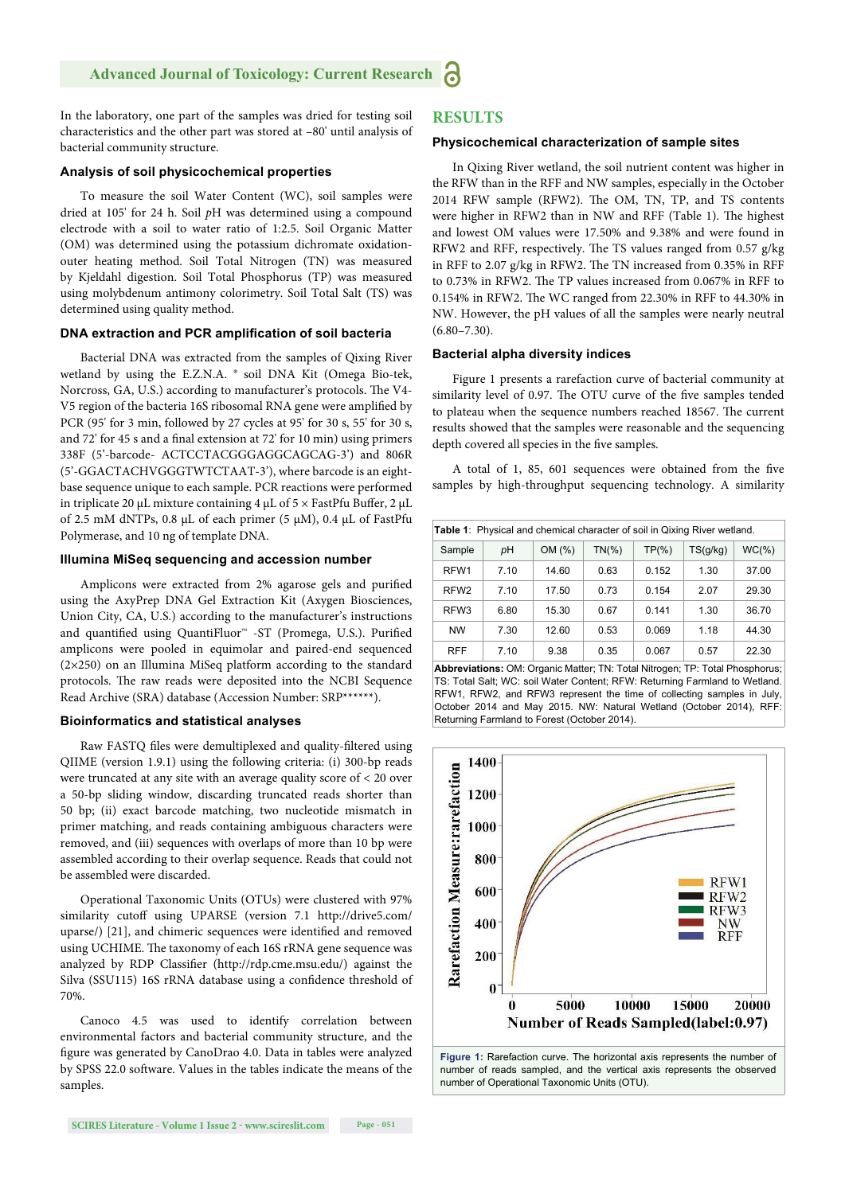In the laboratory, one part of the samples was dried for testing soil characteristics and the other part was stored at –80' until analysis of bacterial community structure.

### Analysis of soil physicochemical properties

To measure the soil Water Content (WC), soil samples were dried at 105' for 24 h. Soil *p*H was determined using a compound electrode with a soil to water ratio of 1:2.5. Soil Organic Matter (OM) was determined using the potassium dichromate oxidation-outer heating method. Soil Total Nitrogen (TN) was measured by Kjeldahl digestion. Soil Total Phosphorus (TP) was measured using molybdenum antimony colorimetry. Soil Total Salt (TS) was determined using quality method.

### DNA extraction and PCR amplification of soil bacteria

Bacterial DNA was extracted from the samples of Qixing River wetland by using the E.Z.N.A. ® soil DNA Kit (Omega Bio-tek, Norcross, GA, U.S.) according to manufacturer's protocols. The V4-V5 region of the bacteria 16S ribosomal RNA gene were amplified by PCR (95' for 3 min, followed by 27 cycles at 95' for 30 s, 55' for 30 s, and 72' for 45 s and a final extension at 72' for 10 min) using primers 338F (5'-barcode- ACTCCTACGGGAGGCAGCAG-3') and 806R (5'-GGACTACHVGGGTWTCTAAT-3'), where barcode is an eight-base sequence unique to each sample. PCR reactions were performed in triplicate 20 μL mixture containing 4 μL of 5 × FastPfu Buffer, 2 μL of 2.5 mM dNTPs, 0.8 μL of each primer (5 μM), 0.4 μL of FastPfu Polymerase, and 10 ng of template DNA.

### Illumina MiSeq sequencing and accession number

Amplicons were extracted from 2% agarose gels and purified using the AxyPrep DNA Gel Extraction Kit (Axygen Biosciences, Union City, CA, U.S.) according to the manufacturer's instructions and quantified using QuantiFluor™ -ST (Promega, U.S.). Purified amplicons were pooled in equimolar and paired-end sequenced (2×250) on an Illumina MiSeq platform according to the standard protocols. The raw reads were deposited into the NCBI Sequence Read Archive (SRA) database (Accession Number: SRP******).

### Bioinformatics and statistical analyses

Raw FASTQ files were demultiplexed and quality-filtered using QIIME (version 1.9.1) using the following criteria: (i) 300-bp reads were truncated at any site with an average quality score of < 20 over a 50-bp sliding window, discarding truncated reads shorter than 50 bp; (ii) exact barcode matching, two nucleotide mismatch in primer matching, and reads containing ambiguous characters were removed, and (iii) sequences with overlaps of more than 10 bp were assembled according to their overlap sequence. Reads that could not be assembled were discarded.

Operational Taxonomic Units (OTUs) were clustered with 97% similarity cutoff using UPARSE (version 7.1 http://drive5.com/uparse/) [21], and chimeric sequences were identified and removed using UCHIME. The taxonomy of each 16S rRNA gene sequence was analyzed by RDP Classifier (http://rdp.cme.msu.edu/) against the Silva (SSU115) 16S rRNA database using a confidence threshold of 70%.

Canoco 4.5 was used to identify correlation between environmental factors and bacterial community structure, and the figure was generated by CanoDrao 4.0. Data in tables were analyzed by SPSS 22.0 software. Values in the tables indicate the means of the samples.

## RESULTS

### Physicochemical characterization of sample sites

In Qixing River wetland, the soil nutrient content was higher in the RFW than in the RFF and NW samples, especially in the October 2014 RFW sample (RFW2). The OM, TN, TP, and TS contents were higher in RFW2 than in NW and RFF (Table 1). The highest and lowest OM values were 17.50% and 9.38% and were found in RFW2 and RFF, respectively. The TS values ranged from 0.57 g/kg in RFF to 2.07 g/kg in RFW2. The TN increased from 0.35% in RFF to 0.73% in RFW2. The TP values increased from 0.067% in RFF to 0.154% in RFW2. The WC ranged from 22.30% in RFF to 44.30% in NW. However, the pH values of all the samples were nearly neutral (6.80–7.30).

### Bacterial alpha diversity indices

Figure 1 presents a rarefaction curve of bacterial community at similarity level of 0.97. The OTU curve of the five samples tended to plateau when the sequence numbers reached 18567. The current results showed that the samples were reasonable and the sequencing depth covered all species in the five samples.

A total of 1, 85, 601 sequences were obtained from the five samples by high-throughput sequencing technology. A similarity

**Table 1**: Physical and chemical character of soil in Qixing River wetland.

| Sample | *p*H | OM (%) | TN(%) | TP(%) | TS(g/kg) | WC(%) |
|---|---|---|---|---|---|---|
| RFW1 | 7.10 | 14.60 | 0.63 | 0.152 | 1.30 | 37.00 |
| RFW2 | 7.10 | 17.50 | 0.73 | 0.154 | 2.07 | 29.30 |
| RFW3 | 6.80 | 15.30 | 0.67 | 0.141 | 1.30 | 36.70 |
| NW | 7.30 | 12.60 | 0.53 | 0.069 | 1.18 | 44.30 |
| RFF | 7.10 | 9.38 | 0.35 | 0.067 | 0.57 | 22.30 |

**Abbreviations:** OM: Organic Matter; TN: Total Nitrogen; TP: Total Phosphorus; TS: Total Salt; WC: soil Water Content; RFW: Returning Farmland to Wetland. RFW1, RFW2, and RFW3 represent the time of collecting samples in July, October 2014 and May 2015. NW: Natural Wetland (October 2014), RFF: Returning Farmland to Forest (October 2014).

**Figure 1:** Rarefaction curve. The horizontal axis represents the number of number of reads sampled, and the vertical axis represents the observed number of Operational Taxonomic Units (OTU).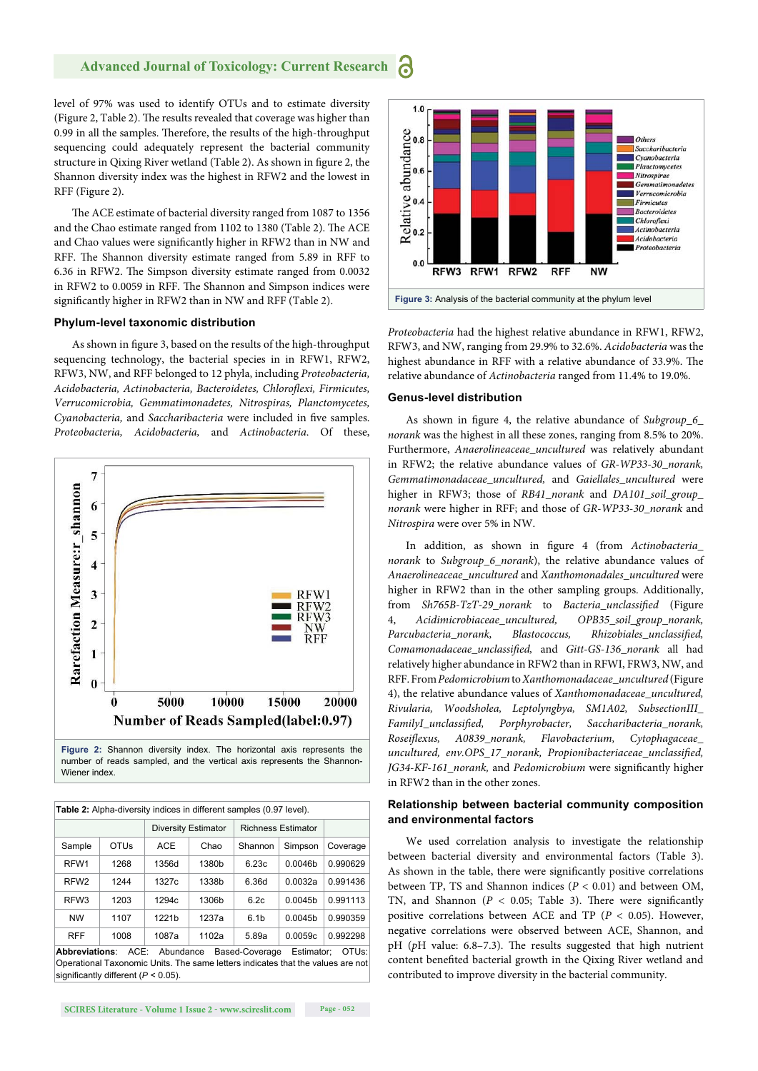level of 97% was used to identify OTUs and to estimate diversity (Figure 2, Table 2). The results revealed that coverage was higher than 0.99 in all the samples. Therefore, the results of the high-throughput sequencing could adequately represent the bacterial community structure in Qixing River wetland (Table 2). As shown in figure 2, the Shannon diversity index was the highest in RFW2 and the lowest in RFF (Figure 2).

The ACE estimate of bacterial diversity ranged from 1087 to 1356 and the Chao estimate ranged from 1102 to 1380 (Table 2). The ACE and Chao values were significantly higher in RFW2 than in NW and RFF. The Shannon diversity estimate ranged from 5.89 in RFF to 6.36 in RFW2. The Simpson diversity estimate ranged from 0.0032 in RFW2 to 0.0059 in RFF. The Shannon and Simpson indices were significantly higher in RFW2 than in NW and RFF (Table 2).

### Phylum-level taxonomic distribution

As shown in figure 3, based on the results of the high-throughput sequencing technology, the bacterial species in in RFW1, RFW2, RFW3, NW, and RFF belonged to 12 phyla, including *Proteobacteria, Acidobacteria, Actinobacteria, Bacteroidetes, Chloroflexi, Firmicutes, Verrucomicrobia, Gemmatimonadetes, Nitrospiras, Planctomycetes, Cyanobacteria,* and *Saccharibacteria* were included in five samples. *Proteobacteria, Acidobacteria,* and *Actinobacteria.* Of these,

**Figure 2:** Shannon diversity index. The horizontal axis represents the number of reads sampled, and the vertical axis represents the Shannon-Wiener index.

**Table 2:** Alpha-diversity indices in different samples (0.97 level).

| Sample | OTUs | Diversity Estimator | | Richness Estimator | | Coverage |
|---|---|---|---|---|---|---|
| | | ACE | Chao | Shannon | Simpson | |
| RFW1 | 1268 | 1356d | 1380b | 6.23c | 0.0046b | 0.990629 |
| RFW2 | 1244 | 1327c | 1338b | 6.36d | 0.0032a | 0.991436 |
| RFW3 | 1203 | 1294c | 1306b | 6.2c | 0.0045b | 0.991113 |
| NW | 1107 | 1221b | 1237a | 6.1b | 0.0045b | 0.990359 |
| RFF | 1008 | 1087a | 1102a | 5.89a | 0.0059c | 0.992298 |

**Abbreviations**: ACE: Abundance Based-Coverage Estimator; OTUs: Operational Taxonomic Units. The same letters indicates that the values are not significantly different ($P < 0.05$).

**Figure 3:** Analysis of the bacterial community at the phylum level

*Proteobacteria* had the highest relative abundance in RFW1, RFW2, RFW3, and NW, ranging from 29.9% to 32.6%. *Acidobacteria* was the highest abundance in RFF with a relative abundance of 33.9%. The relative abundance of *Actinobacteria* ranged from 11.4% to 19.0%.

### Genus-level distribution

As shown in figure 4, the relative abundance of *Subgroup_6_norank* was the highest in all these zones, ranging from 8.5% to 20%. Furthermore, *Anaerolineaceae_uncultured* was relatively abundant in RFW2; the relative abundance values of *GR-WP33-30_norank, Gemmatimonadaceae_uncultured,* and *Gaiellales_uncultured* were higher in RFW3; those of *RB41_norank* and *DA101_soil_group_norank* were higher in RFF; and those of *GR-WP33-30_norank* and *Nitrospira* were over 5% in NW.

In addition, as shown in figure 4 (from *Actinobacteria_norank* to *Subgroup_6_norank*), the relative abundance values of *Anaerolineaceae_uncultured* and *Xanthomonadales_uncultured* were higher in RFW2 than in the other sampling groups. Additionally, from *Sh765B-TzT-29_norank* to *Bacteria_unclassified* (Figure 4, *Acidimicrobiaceae_uncultured, OPB35_soil_group_norank, Parcubacteria_norank, Blastococcus, Rhizobiales_unclassified, Comamonadaceae_unclassified,* and *Gitt-GS-136_norank* all had relatively higher abundance in RFW2 than in RFWI, FRW3, NW, and RFF. From *Pedomicrobium* to *Xanthomonadaceae_uncultured* (Figure 4), the relative abundance values of *Xanthomonadaceae_uncultured, Rivularia, Woodsholea, Leptolyngbya, SM1A02, SubsectionIII_FamilyI_unclassified, Porphyrobacter, Saccharibacteria_norank, Roseiflexus, A0839_norank, Flavobacterium, Cytophagaceae_uncultured, env.OPS_17_norank, Propionibacteriaceae_unclassified, JG34-KF-161_norank,* and *Pedomicrobium* were significantly higher in RFW2 than the other zones.

### Relationship between bacterial community composition and environmental factors

We used correlation analysis to investigate the relationship between bacterial diversity and environmental factors (Table 3). As shown in the table, there were significantly positive correlations between TP, TS and Shannon indices ($P < 0.01$) and between OM, TN, and Shannon ($P < 0.05$; Table 3). There were significantly positive correlations between ACE and TP ($P < 0.05$). However, negative correlations were observed between ACE, Shannon, and pH (pH value: 6.8–7.3). The results suggested that high nutrient content benefited bacterial growth in the Qixing River wetland and contributed to improve diversity in the bacterial community.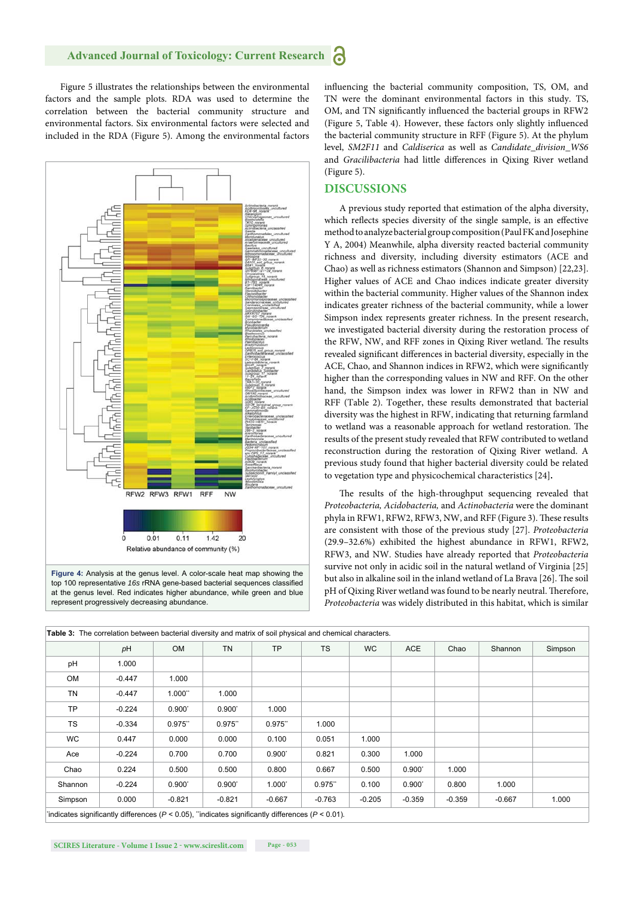Figure 5 illustrates the relationships between the environmental factors and the sample plots. RDA was used to determine the correlation between the bacterial community structure and environmental factors. Six environmental factors were selected and included in the RDA (Figure 5). Among the environmental factors influencing the bacterial community composition, TS, OM, and TN were the dominant environmental factors in this study. TS, OM, and TN significantly influenced the bacterial groups in RFW2 (Figure 5, Table 4). However, these factors only slightly influenced the bacterial community structure in RFF (Figure 5). At the phylum level, *SM2F11* and *Caldiserica* as well as *Candidate_division_WS6* and *Gracilibacteria* had little differences in Qixing River wetland (Figure 5).

**Figure 4:** Analysis at the genus level. A color-scale heat map showing the top 100 representative *16s* rRNA gene-based bacterial sequences classified at the genus level. Red indicates higher abundance, while green and blue represent progressively decreasing abundance.

## DISCUSSIONS

A previous study reported that estimation of the alpha diversity, which reflects species diversity of the single sample, is an effective method to analyze bacterial group composition (Paul FK and Josephine Y A, 2004) Meanwhile, alpha diversity reacted bacterial community richness and diversity, including diversity estimators (ACE and Chao) as well as richness estimators (Shannon and Simpson) [22,23]. Higher values of ACE and Chao indices indicate greater diversity within the bacterial community. Higher values of the Shannon index indicates greater richness of the bacterial community, while a lower Simpson index represents greater richness. In the present research, we investigated bacterial diversity during the restoration process of the RFW, NW, and RFF zones in Qixing River wetland. The results revealed significant differences in bacterial diversity, especially in the ACE, Chao, and Shannon indices in RFW2, which were significantly higher than the corresponding values in NW and RFF. On the other hand, the Simpson index was lower in RFW2 than in NW and RFF (Table 2). Together, these results demonstrated that bacterial diversity was the highest in RFW, indicating that returning farmland to wetland was a reasonable approach for wetland restoration. The results of the present study revealed that RFW contributed to wetland reconstruction during the restoration of Qixing River wetland. A previous study found that higher bacterial diversity could be related to vegetation type and physicochemical characteristics [24].

The results of the high-throughput sequencing revealed that *Proteobacteria, Acidobacteria,* and *Actinobacteria* were the dominant phyla in RFW1, RFW2, RFW3, NW, and RFF (Figure 3). These results are consistent with those of the previous study [27]. *Proteobacteria* (29.9–32.6%) exhibited the highest abundance in RFW1, RFW2, RFW3, and NW. Studies have already reported that *Proteobacteria* survive not only in acidic soil in the natural wetland of Virginia [25] but also in alkaline soil in the inland wetland of La Brava [26]. The soil pH of Qixing River wetland was found to be nearly neutral. Therefore, *Proteobacteria* was widely distributed in this habitat, which is similar

**Table 3:** The correlation between bacterial diversity and matrix of soil physical and chemical characters.

| | pH | OM | TN | TP | TS | WC | ACE | Chao | Shannon | Simpson |
|---|---|---|---|---|---|---|---|---|---|---|
| pH | 1.000 | | | | | | | | | |
| OM | -0.447 | 1.000 | | | | | | | | |
| TN | -0.447 | 1.000** | 1.000 | | | | | | | |
| TP | -0.224 | 0.900* | 0.900* | 1.000 | | | | | | |
| TS | -0.334 | 0.975** | 0.975** | 0.975** | 1.000 | | | | | |
| WC | 0.447 | 0.000 | 0.000 | 0.100 | 0.051 | 1.000 | | | | |
| Ace | -0.224 | 0.700 | 0.700 | 0.900* | 0.821 | 0.300 | 1.000 | | | |
| Chao | 0.224 | 0.500 | 0.500 | 0.800 | 0.667 | 0.500 | 0.900* | 1.000 | | |
| Shannon | -0.224 | 0.900* | 0.900* | 1.000* | 0.975** | 0.100 | 0.900* | 0.800 | 1.000 | |
| Simpson | 0.000 | -0.821 | -0.821 | -0.667 | -0.763 | -0.205 | -0.359 | -0.359 | -0.667 | 1.000 |

*indicates significantly differences ($P < 0.05$), **indicates significantly differences ($P < 0.01$).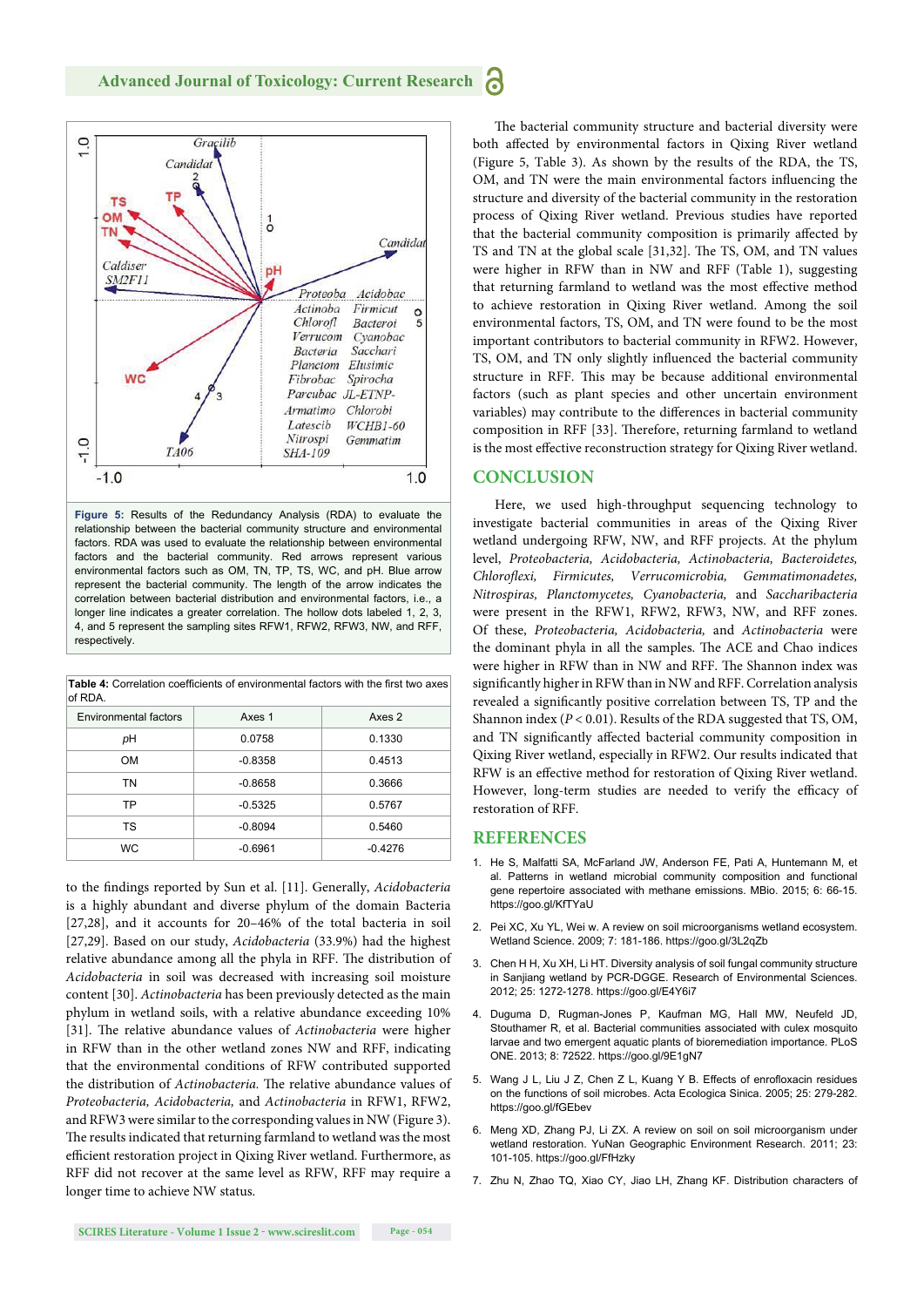Figure 5: Results of the Redundancy Analysis (RDA) to evaluate the relationship between the bacterial community structure and environmental factors. RDA was used to evaluate the relationship between environmental factors and the bacterial community. Red arrows represent various environmental factors such as OM, TN, TP, TS, WC, and pH. Blue arrow represent the bacterial community. The length of the arrow indicates the correlation between bacterial distribution and environmental factors, i.e., a longer line indicates a greater correlation. The hollow dots labeled 1, 2, 3, 4, and 5 represent the sampling sites RFW1, RFW2, RFW3, NW, and RFF, respectively.

**Table 4:** Correlation coefficients of environmental factors with the first two axes of RDA.

| Environmental factors | Axes 1 | Axes 2 |
|---|---|---|
| *pH* | 0.0758 | 0.1330 |
| OM | -0.8358 | 0.4513 |
| TN | -0.8658 | 0.3666 |
| TP | -0.5325 | 0.5767 |
| TS | -0.8094 | 0.5460 |
| WC | -0.6961 | -0.4276 |

to the findings reported by Sun et al. [11]. Generally, *Acidobacteria* is a highly abundant and diverse phylum of the domain Bacteria [27,28], and it accounts for 20–46% of the total bacteria in soil [27,29]. Based on our study, *Acidobacteria* (33.9%) had the highest relative abundance among all the phyla in RFF. The distribution of *Acidobacteria* in soil was decreased with increasing soil moisture content [30]. *Actinobacteria* has been previously detected as the main phylum in wetland soils, with a relative abundance exceeding 10% [31]. The relative abundance values of *Actinobacteria* were higher in RFW than in the other wetland zones NW and RFF, indicating that the environmental conditions of RFW contributed supported the distribution of *Actinobacteria.* The relative abundance values of *Proteobacteria, Acidobacteria,* and *Actinobacteria* in RFW1, RFW2, and RFW3 were similar to the corresponding values in NW (Figure 3). The results indicated that returning farmland to wetland was the most efficient restoration project in Qixing River wetland. Furthermore, as RFF did not recover at the same level as RFW, RFF may require a longer time to achieve NW status.

The bacterial community structure and bacterial diversity were both affected by environmental factors in Qixing River wetland (Figure 5, Table 3). As shown by the results of the RDA, the TS, OM, and TN were the main environmental factors influencing the structure and diversity of the bacterial community in the restoration process of Qixing River wetland. Previous studies have reported that the bacterial community composition is primarily affected by TS and TN at the global scale [31,32]. The TS, OM, and TN values were higher in RFW than in NW and RFF (Table 1), suggesting that returning farmland to wetland was the most effective method to achieve restoration in Qixing River wetland. Among the soil environmental factors, TS, OM, and TN were found to be the most important contributors to bacterial community in RFW2. However, TS, OM, and TN only slightly influenced the bacterial community structure in RFF. This may be because additional environmental factors (such as plant species and other such environment variables) may contribute to the differences in bacterial community composition in RFF [33]. Therefore, returning farmland to wetland is the most effective reconstruction strategy for Qixing River wetland.

## CONCLUSION

Here, we used high-throughput sequencing technology to investigate bacterial communities in areas of the Qixing River wetland undergoing RFW, NW, and RFF projects. At the phylum level, *Proteobacteria, Acidobacteria, Actinobacteria, Bacteroidetes, Chloroflexi, Firmicutes, Verrucomicrobia, Gemmatimonadetes, Nitrospiras, Planctomycetes, Cyanobacteria,* and *Saccharibacteria* were present in the RFW1, RFW2, RFW3, NW, and RFF zones. Of these, *Proteobacteria, Acidobacteria,* and *Actinobacteria* were the dominant phyla in all the samples. The ACE and Chao indices were higher in RFW than in NW and RFF. The Shannon index was significantly higher in RFW than in NW and RFF. Correlation analysis revealed a significantly positive correlation between TS, TP and the Shannon index ($P < 0.01$). Results of the RDA suggested that TS, OM, and TN significantly affected bacterial community composition in Qixing River wetland, especially in RFW2. Our results indicated that RFW is an effective method for restoration of Qixing River wetland. However, long-term studies are needed to verify the efficacy of restoration of RFF.

## REFERENCES

1. He S, Malfatti SA, McFarland JW, Anderson FE, Pati A, Huntemann M, et al. Patterns in wetland microbial community composition and functional gene repertoire associated with methane emissions. MBio. 2015; 6: 66-15. https://goo.gl/KfTYaU
2. Pei XC, Xu YL, Wei w. A review on soil microorganisms wetland ecosystem. Wetland Science. 2009; 7: 181-186. https://goo.gl/3L2qZb
3. Chen H H, Xu XH, Li HT. Diversity analysis of soil fungal community structure in Sanjiang wetland by PCR-DGGE. Research of Environmental Sciences. 2012; 25: 1272-1278. https://goo.gl/E4Y6i7
4. Duguma D, Rugman-Jones P, Kaufman MG, Hall MW, Neufeld JD, Stouthamer R, et al. Bacterial communities associated with culex mosquito larvae and two emergent aquatic plants of bioremediation importance. PLoS ONE. 2013; 8: 72522. https://goo.gl/9E1gN7
5. Wang J L, Liu J Z, Chen Z L, Kuang Y B. Effects of enrofloxacin residues on the functions of soil microbes. Acta Ecologica Sinica. 2005; 25: 279-282. https://goo.gl/fGEbev
6. Meng XD, Zhang PJ, Li ZX. A review on soil on soil microorganism under wetland restoration. YuNan Geographic Environment Research. 2011; 23: 101-105. https://goo.gl/FfHzky
7. Zhu N, Zhao TQ, Xiao CY, Jiao LH, Zhang KF. Distribution characters of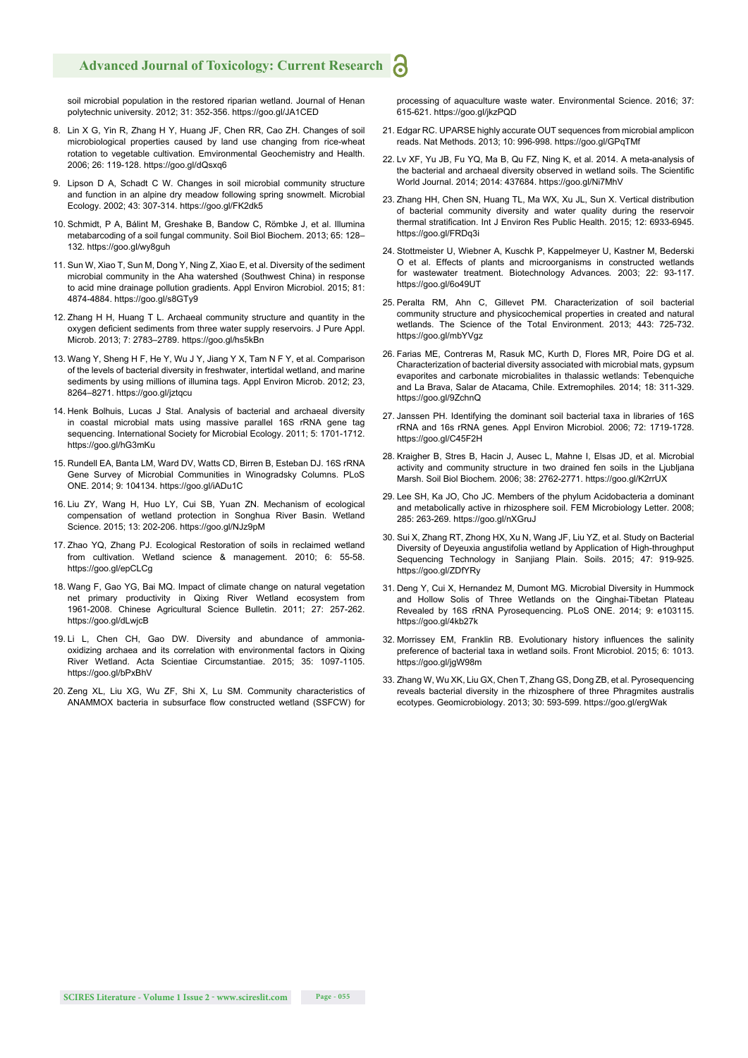soil microbial population in the restored riparian wetland. Journal of Henan polytechnic university. 2012; 31: 352-356. https://goo.gl/JA1CED

8. Lin X G, Yin R, Zhang H Y, Huang JF, Chen RR, Cao ZH. Changes of soil microbiological properties caused by land use changing from rice-wheat rotation to vegetable cultivation. Emvironmental Geochemistry and Health. 2006; 26: 119-128. https://goo.gl/dQsxq6

9. Lipson D A, Schadt C W. Changes in soil microbial community structure and function in an alpine dry meadow following spring snowmelt. Microbial Ecology. 2002; 43: 307-314. https://goo.gl/FK2dk5

10. Schmidt, P A, Bálint M, Greshake B, Bandow C, Römbke J, et al. Illumina metabarcoding of a soil fungal community. Soil Biol Biochem. 2013; 65: 128–132. https://goo.gl/wy8guh

11. Sun W, Xiao T, Sun M, Dong Y, Ning Z, Xiao E, et al. Diversity of the sediment microbial community in the Aha watershed (Southwest China) in response to acid mine drainage pollution gradients. Appl Environ Microbiol. 2015; 81: 4874-4884. https://goo.gl/s8GTy9

12. Zhang H H, Huang T L. Archaeal community structure and quantity in the oxygen deficient sediments from three water supply reservoirs. J Pure Appl. Microb. 2013; 7: 2783–2789. https://goo.gl/hs5kBn

13. Wang Y, Sheng H F, He Y, Wu J Y, Jiang Y X, Tam N F Y, et al. Comparison of the levels of bacterial diversity in freshwater, intertidal wetland, and marine sediments by using millions of illumina tags. Appl Environ Microb. 2012; 23, 8264–8271. https://goo.gl/jztqcu

14. Henk Bolhuis, Lucas J Stal. Analysis of bacterial and archaeal diversity in coastal microbial mats using massive parallel 16S rRNA gene tag sequencing. International Society for Microbial Ecology. 2011; 5: 1701-1712. https://goo.gl/hG3mKu

15. Rundell EA, Banta LM, Ward DV, Watts CD, Birren B, Esteban DJ. 16S rRNA Gene Survey of Microbial Communities in Winogradsky Columns. PLoS ONE. 2014; 9: 104134. https://goo.gl/iADu1C

16. Liu ZY, Wang H, Huo LY, Cui SB, Yuan ZN. Mechanism of ecological compensation of wetland protection in Songhua River Basin. Wetland Science. 2015; 13: 202-206. https://goo.gl/NJz9pM

17. Zhao YQ, Zhang PJ. Ecological Restoration of soils in reclaimed wetland from cultivation. Wetland science & management. 2010; 6: 55-58. https://goo.gl/epCLCg

18. Wang F, Gao YG, Bai MQ. Impact of climate change on natural vegetation net primary productivity in Qixing River Wetland ecosystem from 1961-2008. Chinese Agricultural Science Bulletin. 2011; 27: 257-262. https://goo.gl/dLwjcB

19. Li L, Chen CH, Gao DW. Diversity and abundance of ammonia-oxidizing archaea and its correlation with environmental factors in Qixing River Wetland. Acta Scientiae Circumstantiae. 2015; 35: 1097-1105. https://goo.gl/bPxBhV

20. Zeng XL, Liu XG, Wu ZF, Shi X, Lu SM. Community characteristics of ANAMMOX bacteria in subsurface flow constructed wetland (SSFCW) for processing of aquaculture waste water. Environmental Science. 2016; 37: 615-621. https://goo.gl/jkzPQD

21. Edgar RC. UPARSE highly accurate OUT sequences from microbial amplicon reads. Nat Methods. 2013; 10: 996-998. https://goo.gl/GPqTMf

22. Lv XF, Yu JB, Fu YQ, Ma B, Qu FZ, Ning K, et al. 2014. A meta-analysis of the bacterial and archaeal diversity observed in wetland soils. The Scientific World Journal. 2014; 2014: 437684. https://goo.gl/Ni7MhV

23. Zhang HH, Chen SN, Huang TL, Ma WX, Xu JL, Sun X. Vertical distribution of bacterial community diversity and water quality during the reservoir thermal stratification. Int J Environ Res Public Health. 2015; 12: 6933-6945. https://goo.gl/FRDq3i

24. Stottmeister U, Wiebner A, Kuschk P, Kappelmeyer U, Kastner M, Bederski O et al. Effects of plants and microorganisms in constructed wetlands for wastewater treatment. Biotechnology Advances. 2003; 22: 93-117. https://goo.gl/6o49UT

25. Peralta RM, Ahn C, Gillevet PM. Characterization of soil bacterial community structure and physicochemical properties in created and natural wetlands. The Science of the Total Environment. 2013; 443: 725-732. https://goo.gl/mbYVgz

26. Farias ME, Contreras M, Rasuk MC, Kurth D, Flores MR, Poire DG et al. Characterization of bacterial diversity associated with microbial mats, gypsum evaporites and carbonate microbialites in thalassic wetlands: Tebenquiche and La Brava, Salar de Atacama, Chile. Extremophiles. 2014; 18: 311-329. https://goo.gl/9ZchnQ

27. Janssen PH. Identifying the dominant soil bacterial taxa in libraries of 16S rRNA and 16s rRNA genes. Appl Environ Microbiol. 2006; 72: 1719-1728. https://goo.gl/C45F2H

28. Kraigher B, Stres B, Hacin J, Ausec L, Mahne I, Elsas JD, et al. Microbial activity and community structure in two drained fen soils in the Ljubljana Marsh. Soil Biol Biochem. 2006; 38: 2762-2771. https://goo.gl/K2rrUX

29. Lee SH, Ka JO, Cho JC. Members of the phylum Acidobacteria a dominant and metabolically active in rhizosphere soil. FEM Microbiology Letter. 2008; 285: 263-269. https://goo.gl/nXGruJ

30. Sui X, Zhang RT, Zhong HX, Xu N, Wang JF, Liu YZ, et al. Study on Bacterial Diversity of Deyeuxia angustifolia wetland by Application of High-throughput Sequencing Technology in Sanjiang Plain. Soils. 2015; 47: 919-925. https://goo.gl/ZDfYRy

31. Deng Y, Cui X, Hernandez M, Dumont MG. Microbial Diversity in Hummock and Hollow Soils of Three Wetlands on the Qinghai-Tibetan Plateau Revealed by 16S rRNA Pyrosequencing. PLoS ONE. 2014; 9: e103115. https://goo.gl/4kb27k

32. Morrissey EM, Franklin RB. Evolutionary history influences the salinity preference of bacterial taxa in wetland soils. Front Microbiol. 2015; 6: 1013. https://goo.gl/jgW98m

33. Zhang W, Wu XK, Liu GX, Chen T, Zhang GS, Dong ZB, et al. Pyrosequencing reveals bacterial diversity in the rhizosphere of three Phragmites australis ecotypes. Geomicrobiology. 2013; 30: 593-599. https://goo.gl/ergWak